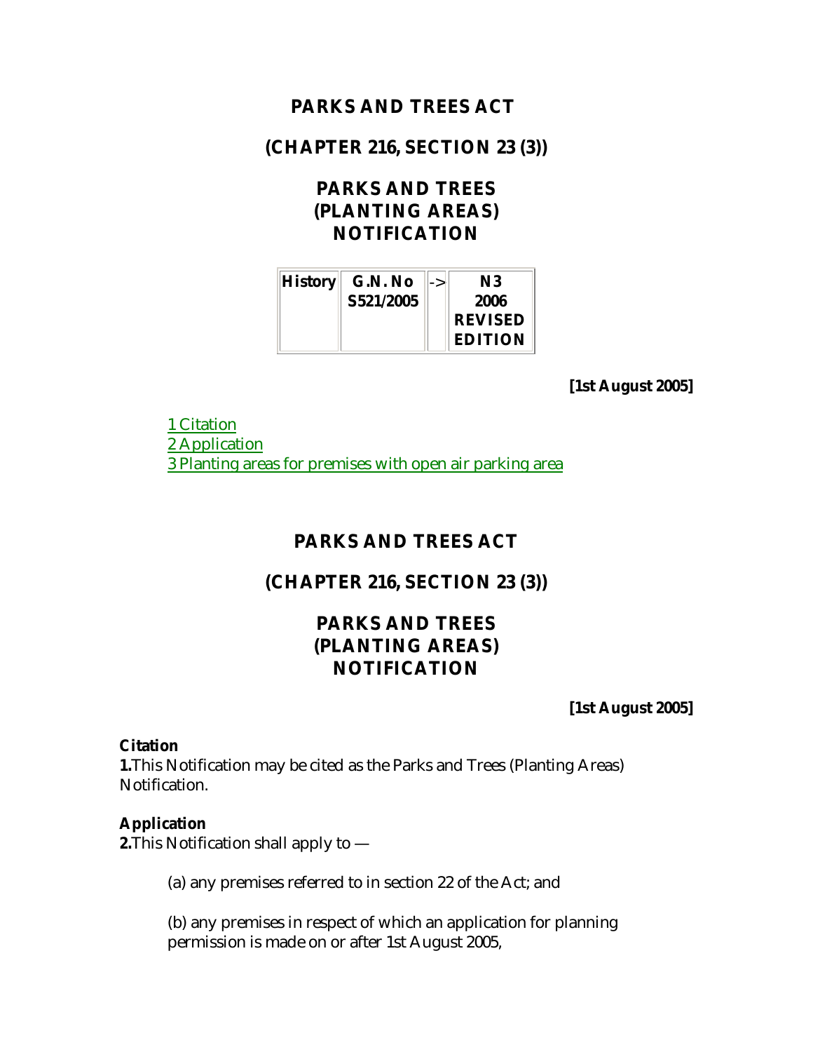# PARKS AND TREES ACT

## (CHAPTER 216, SECTION 23 (3))

## PARKS AND TREES (PLANTING AREAS) NOTIFICATION

| History | G.N. No S521/2005 | -> | N3 2006 REVISED EDITION |
|---|---|---|---|

**[1st August 2005]**

1 Citation
2 Application
3 Planting areas for premises with open air parking area

# PARKS AND TREES ACT

## (CHAPTER 216, SECTION 23 (3))

## PARKS AND TREES (PLANTING AREAS) NOTIFICATION

**[1st August 2005]**

**Citation**
**1.**This Notification may be cited as the Parks and Trees (Planting Areas) Notification.

**Application**
**2.**This Notification shall apply to —

(a) any premises referred to in section 22 of the Act; and

(b) any premises in respect of which an application for planning permission is made on or after 1st August 2005,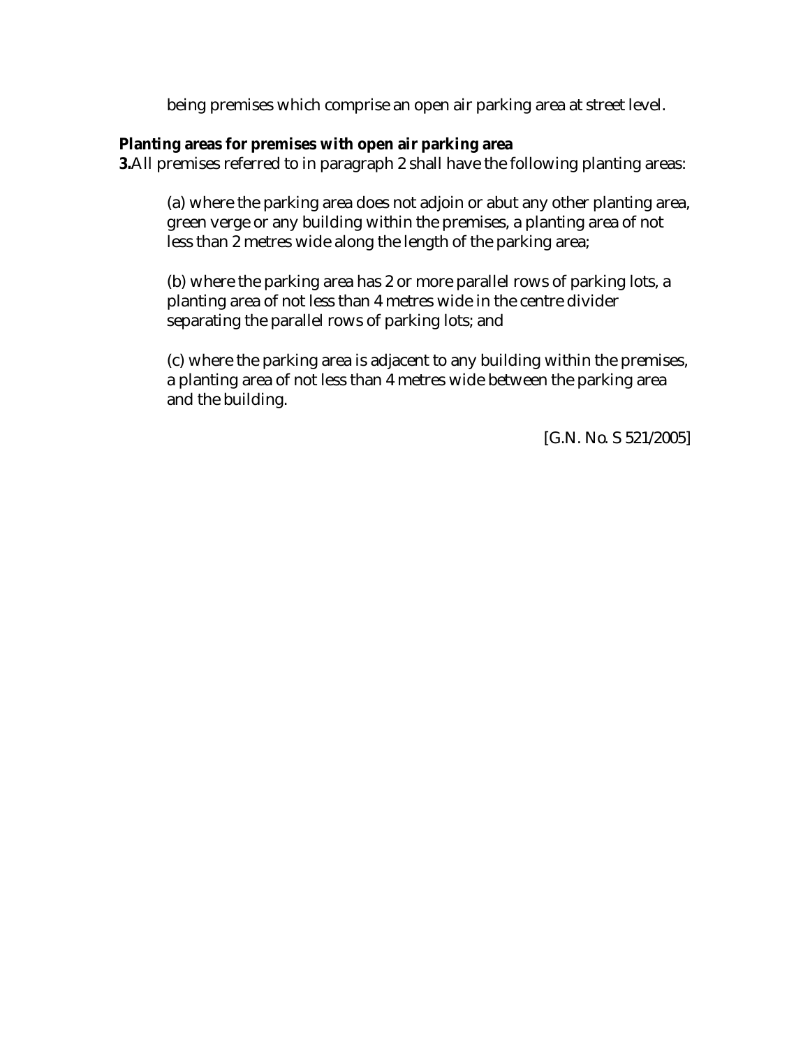being premises which comprise an open air parking area at street level.

**Planting areas for premises with open air parking area**

**3.** All premises referred to in paragraph 2 shall have the following planting areas:

(a) where the parking area does not adjoin or abut any other planting area, green verge or any building within the premises, a planting area of not less than 2 metres wide along the length of the parking area;

(b) where the parking area has 2 or more parallel rows of parking lots, a planting area of not less than 4 metres wide in the centre divider separating the parallel rows of parking lots; and

(c) where the parking area is adjacent to any building within the premises, a planting area of not less than 4 metres wide between the parking area and the building.

[G.N. No. S 521/2005]